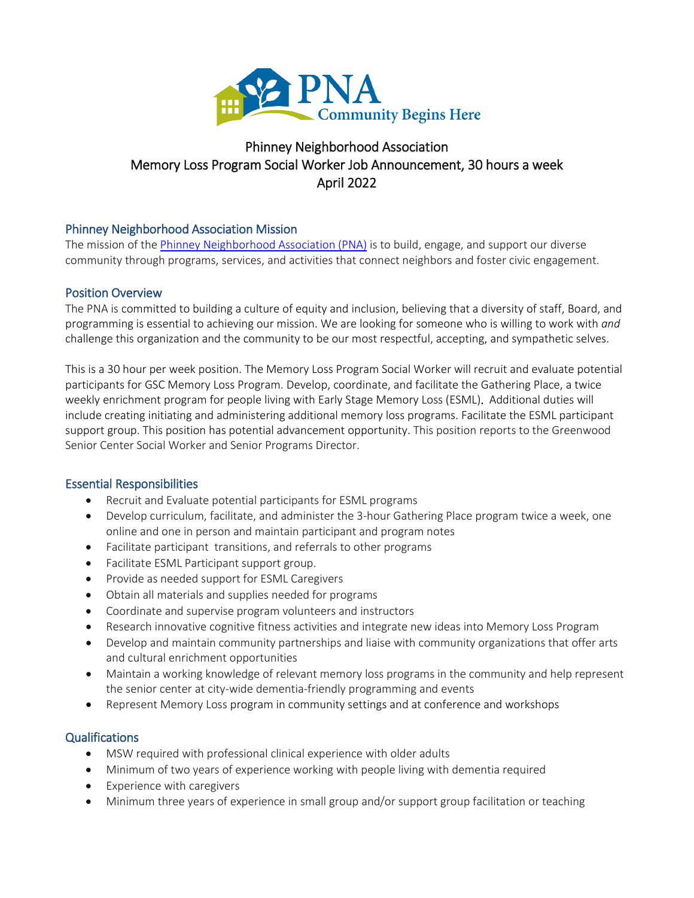PNA
Community Begins Here

# Phinney Neighborhood Association
# Memory Loss Program Social Worker Job Announcement, 30 hours a week
# April 2022

## Phinney Neighborhood Association Mission

The mission of the Phinney Neighborhood Association (PNA) is to build, engage, and support our diverse community through programs, services, and activities that connect neighbors and foster civic engagement.

## Position Overview

The PNA is committed to building a culture of equity and inclusion, believing that a diversity of staff, Board, and programming is essential to achieving our mission. We are looking for someone who is willing to work with *and* challenge this organization and the community to be our most respectful, accepting, and sympathetic selves.

This is a 30 hour per week position. The Memory Loss Program Social Worker will recruit and evaluate potential participants for GSC Memory Loss Program. Develop, coordinate, and facilitate the Gathering Place, a twice weekly enrichment program for people living with Early Stage Memory Loss (ESML). Additional duties will include creating initiating and administering additional memory loss programs. Facilitate the ESML participant support group. This position has potential advancement opportunity. This position reports to the Greenwood Senior Center Social Worker and Senior Programs Director.

## Essential Responsibilities

- Recruit and Evaluate potential participants for ESML programs
- Develop curriculum, facilitate, and administer the 3-hour Gathering Place program twice a week, one online and one in person and maintain participant and program notes
- Facilitate participant transitions, and referrals to other programs
- Facilitate ESML Participant support group.
- Provide as needed support for ESML Caregivers
- Obtain all materials and supplies needed for programs
- Coordinate and supervise program volunteers and instructors
- Research innovative cognitive fitness activities and integrate new ideas into Memory Loss Program
- Develop and maintain community partnerships and liaise with community organizations that offer arts and cultural enrichment opportunities
- Maintain a working knowledge of relevant memory loss programs in the community and help represent the senior center at city-wide dementia-friendly programming and events
- Represent Memory Loss program in community settings and at conference and workshops

## Qualifications

- MSW required with professional clinical experience with older adults
- Minimum of two years of experience working with people living with dementia required
- Experience with caregivers
- Minimum three years of experience in small group and/or support group facilitation or teaching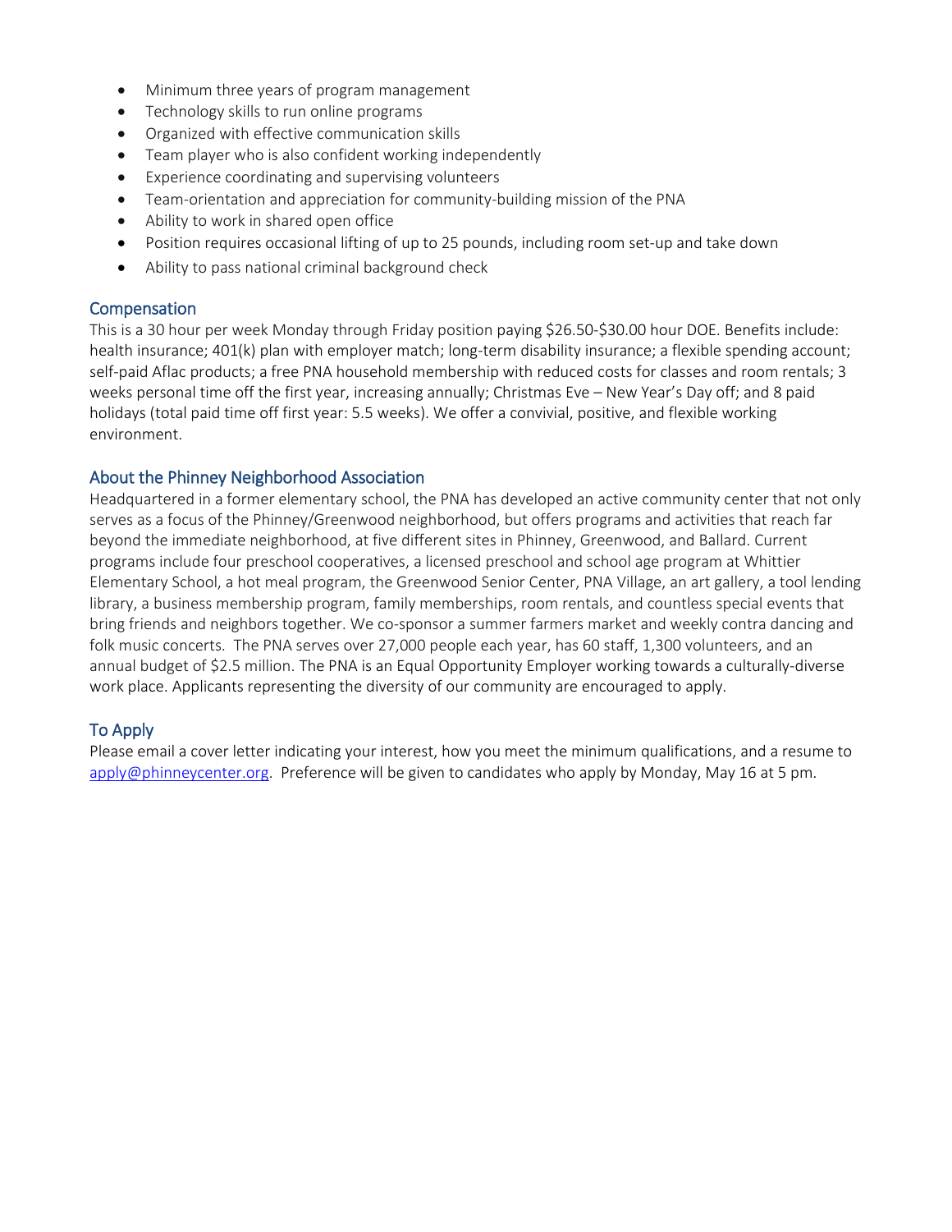- Minimum three years of program management
- Technology skills to run online programs
- Organized with effective communication skills
- Team player who is also confident working independently
- Experience coordinating and supervising volunteers
- Team-orientation and appreciation for community-building mission of the PNA
- Ability to work in shared open office
- Position requires occasional lifting of up to 25 pounds, including room set-up and take down
- Ability to pass national criminal background check

## Compensation

This is a 30 hour per week Monday through Friday position paying $26.50-$30.00 hour DOE. Benefits include: health insurance; 401(k) plan with employer match; long-term disability insurance; a flexible spending account; self-paid Aflac products; a free PNA household membership with reduced costs for classes and room rentals; 3 weeks personal time off the first year, increasing annually; Christmas Eve – New Year's Day off; and 8 paid holidays (total paid time off first year: 5.5 weeks). We offer a convivial, positive, and flexible working environment.

## About the Phinney Neighborhood Association

Headquartered in a former elementary school, the PNA has developed an active community center that not only serves as a focus of the Phinney/Greenwood neighborhood, but offers programs and activities that reach far beyond the immediate neighborhood, at five different sites in Phinney, Greenwood, and Ballard. Current programs include four preschool cooperatives, a licensed preschool and school age program at Whittier Elementary School, a hot meal program, the Greenwood Senior Center, PNA Village, an art gallery, a tool lending library, a business membership program, family memberships, room rentals, and countless special events that bring friends and neighbors together. We co-sponsor a summer farmers market and weekly contra dancing and folk music concerts. The PNA serves over 27,000 people each year, has 60 staff, 1,300 volunteers, and an annual budget of $2.5 million. The PNA is an Equal Opportunity Employer working towards a culturally-diverse work place. Applicants representing the diversity of our community are encouraged to apply.

## To Apply

Please email a cover letter indicating your interest, how you meet the minimum qualifications, and a resume to apply@phinneycenter.org. Preference will be given to candidates who apply by Monday, May 16 at 5 pm.